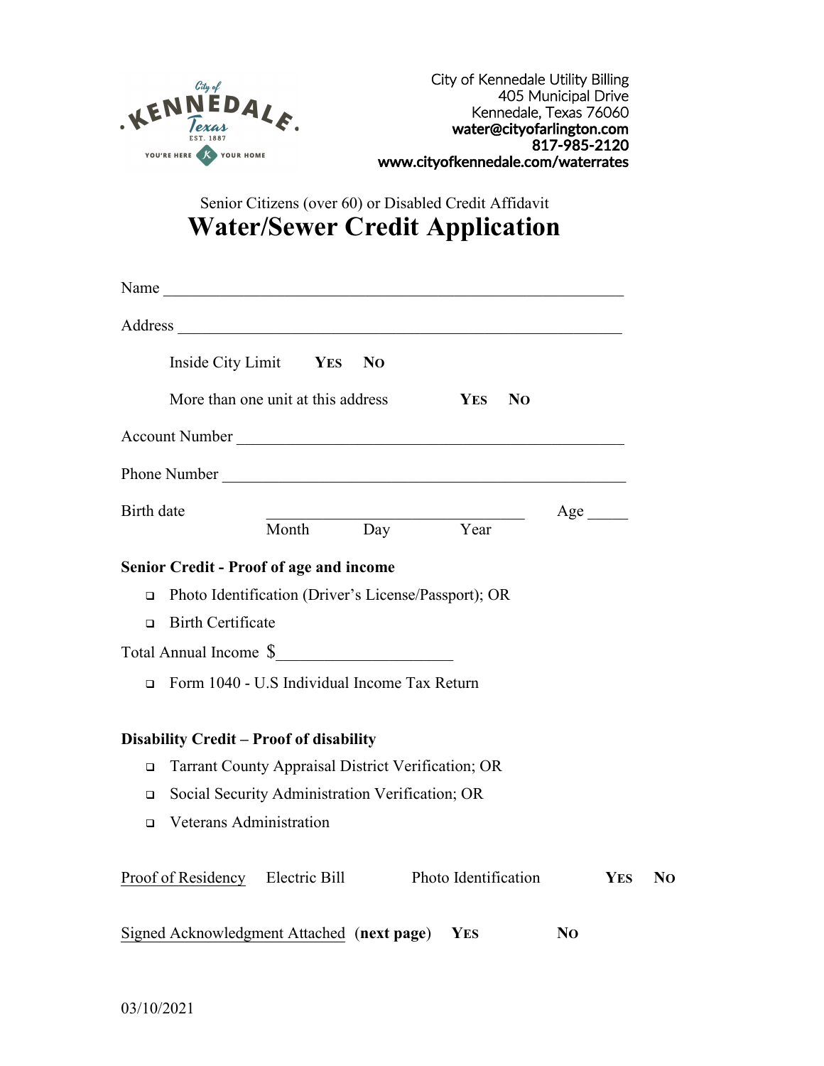City of Kennedale Utility Billing
405 Municipal Drive
Kennedale, Texas 76060
**water@cityofarlington.com**
**817-985-2120**
**www.cityofkennedale.com/waterrates**

Senior Citizens (over 60) or Disabled Credit Affidavit

# Water/Sewer Credit Application

Name ____________________________________________________________

Address __________________________________________________________

Inside City Limit **YES** **NO**

More than one unit at this address **YES** **NO**

Account Number ____________________________________________________

Phone Number _____________________________________________________

Birth date _________________________________ Age _____
Month Day Year

**Senior Credit - Proof of age and income**

- ❑ Photo Identification (Driver's License/Passport); OR
- ❑ Birth Certificate

Total Annual Income $_____________________

- ❑ Form 1040 - U.S Individual Income Tax Return

**Disability Credit – Proof of disability**

- ❑ Tarrant County Appraisal District Verification; OR
- ❑ Social Security Administration Verification; OR
- ❑ Veterans Administration

Proof of Residency Electric Bill Photo Identification **YES** **NO**

Signed Acknowledgment Attached (**next page**) **YES** **NO**

03/10/2021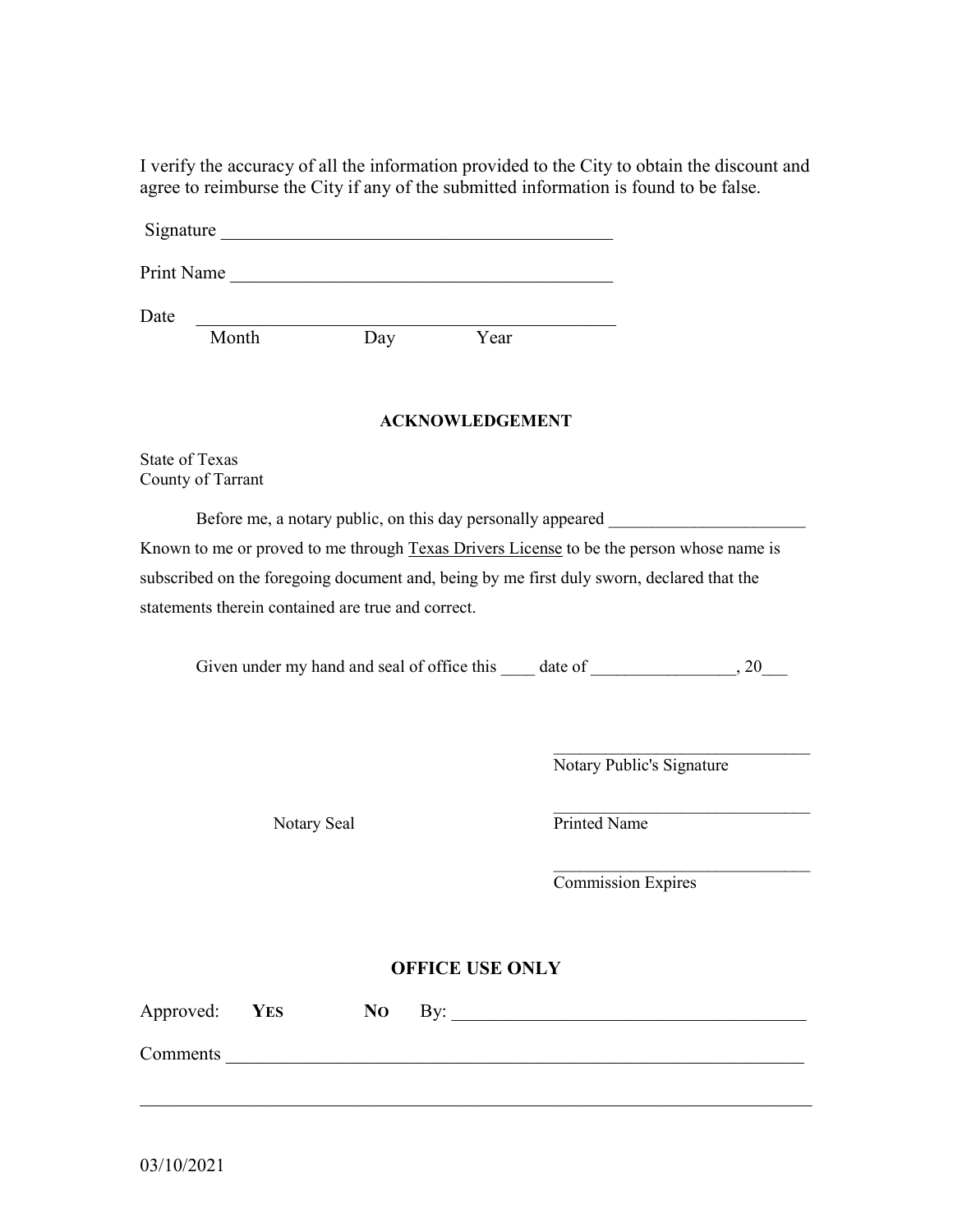I verify the accuracy of all the information provided to the City to obtain the discount and agree to reimburse the City if any of the submitted information is found to be false.

Signature ___________________________________________

Print Name __________________________________________

Date ______________________________________________
Month Day Year

**ACKNOWLEDGEMENT**

State of Texas
County of Tarrant

Before me, a notary public, on this day personally appeared ________________________ Known to me or proved to me through Texas Drivers License to be the person whose name is subscribed on the foregoing document and, being by me first duly sworn, declared that the statements therein contained are true and correct.

Given under my hand and seal of office this ____ date of _________________, 20___

_______________________________
Notary Public's Signature

Notary Seal

_______________________________
Printed Name

_______________________________
Commission Expires

**OFFICE USE ONLY**

Approved: **YES** **NO** By: _______________________________________

Comments ___________________________________________________________________

_____________________________________________________________________________

03/10/2021